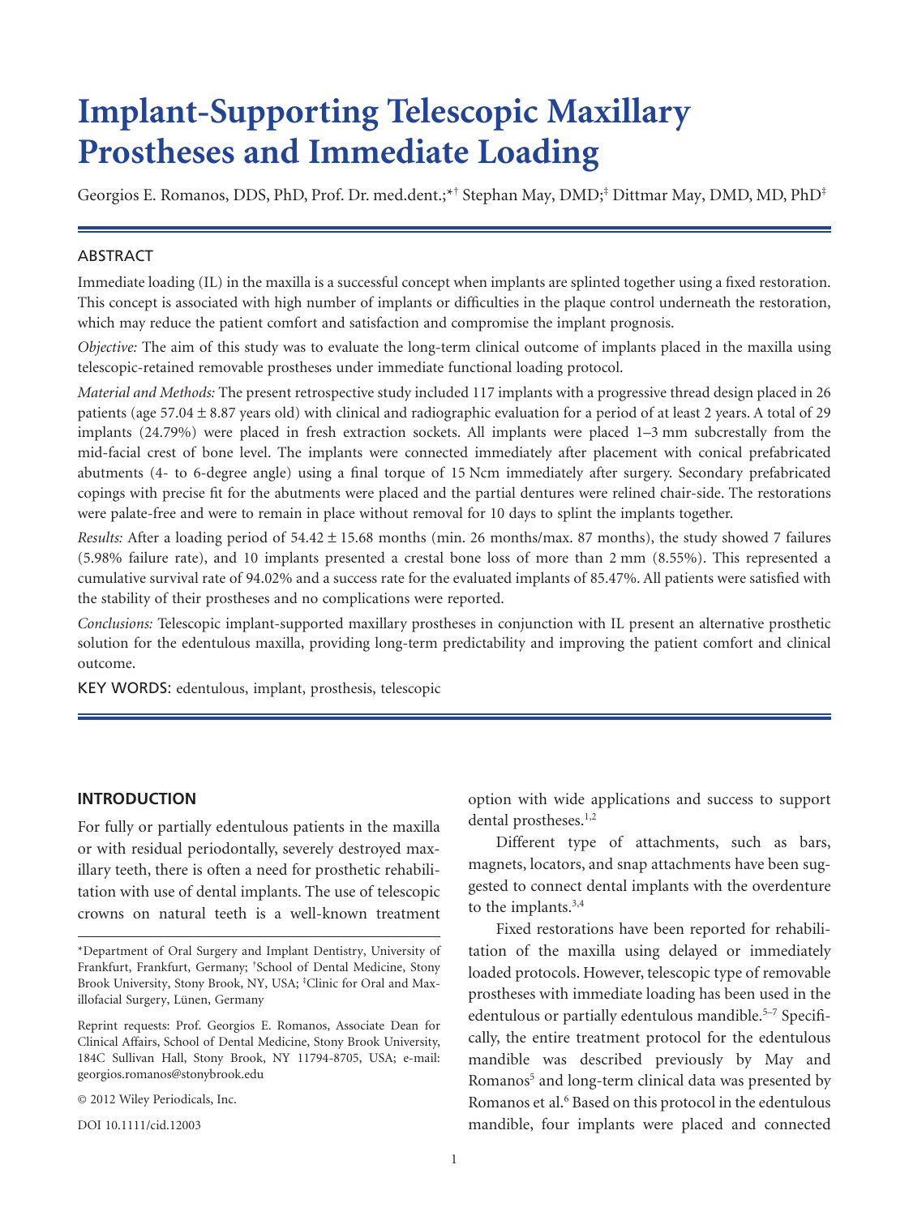# Implant-Supporting Telescopic Maxillary Prostheses and Immediate Loading

Georgios E. Romanos, DDS, PhD, Prof. Dr. med.dent.;[*†] Stephan May, DMD;[‡] Dittmar May, DMD, MD, PhD[‡]

## ABSTRACT

Immediate loading (IL) in the maxilla is a successful concept when implants are splinted together using a fixed restoration. This concept is associated with high number of implants or difficulties in the plaque control underneath the restoration, which may reduce the patient comfort and satisfaction and compromise the implant prognosis.

*Objective:* The aim of this study was to evaluate the long-term clinical outcome of implants placed in the maxilla using telescopic-retained removable prostheses under immediate functional loading protocol.

*Material and Methods:* The present retrospective study included 117 implants with a progressive thread design placed in 26 patients (age 57.04 ± 8.87 years old) with clinical and radiographic evaluation for a period of at least 2 years. A total of 29 implants (24.79%) were placed in fresh extraction sockets. All implants were placed 1–3 mm subcrestally from the mid-facial crest of bone level. The implants were connected immediately after placement with conical prefabricated abutments (4- to 6-degree angle) using a final torque of 15 Ncm immediately after surgery. Secondary prefabricated copings with precise fit for the abutments were placed and the partial dentures were relined chair-side. The restorations were palate-free and were to remain in place without removal for 10 days to splint the implants together.

*Results:* After a loading period of 54.42 ± 15.68 months (min. 26 months/max. 87 months), the study showed 7 failures (5.98% failure rate), and 10 implants presented a crestal bone loss of more than 2 mm (8.55%). This represented a cumulative survival rate of 94.02% and a success rate for the evaluated implants of 85.47%. All patients were satisfied with the stability of their prostheses and no complications were reported.

*Conclusions:* Telescopic implant-supported maxillary prostheses in conjunction with IL present an alternative prosthetic solution for the edentulous maxilla, providing long-term predictability and improving the patient comfort and clinical outcome.

KEY WORDS: edentulous, implant, prosthesis, telescopic

## INTRODUCTION

For fully or partially edentulous patients in the maxilla or with residual periodontally, severely destroyed maxillary teeth, there is often a need for prosthetic rehabilitation with use of dental implants. The use of telescopic crowns on natural teeth is a well-known treatment option with wide applications and success to support dental prostheses.[1,2]

Different type of attachments, such as bars, magnets, locators, and snap attachments have been suggested to connect dental implants with the overdenture to the implants.[3,4]

Fixed restorations have been reported for rehabilitation of the maxilla using delayed or immediately loaded protocols. However, telescopic type of removable prostheses with immediate loading has been used in the edentulous or partially edentulous mandible.[5–7] Specifically, the entire treatment protocol for the edentulous mandible was described previously by May and Romanos[5] and long-term clinical data was presented by Romanos et al.[6] Based on this protocol in the edentulous mandible, four implants were placed and connected

---

*Department of Oral Surgery and Implant Dentistry, University of Frankfurt, Frankfurt, Germany; †School of Dental Medicine, Stony Brook University, Stony Brook, NY, USA; ‡Clinic for Oral and Maxillofacial Surgery, Lünen, Germany

Reprint requests: Prof. Georgios E. Romanos, Associate Dean for Clinical Affairs, School of Dental Medicine, Stony Brook University, 184C Sullivan Hall, Stony Brook, NY 11794-8705, USA; e-mail: georgios.romanos@stonybrook.edu

© 2012 Wiley Periodicals, Inc.

DOI 10.1111/cid.12003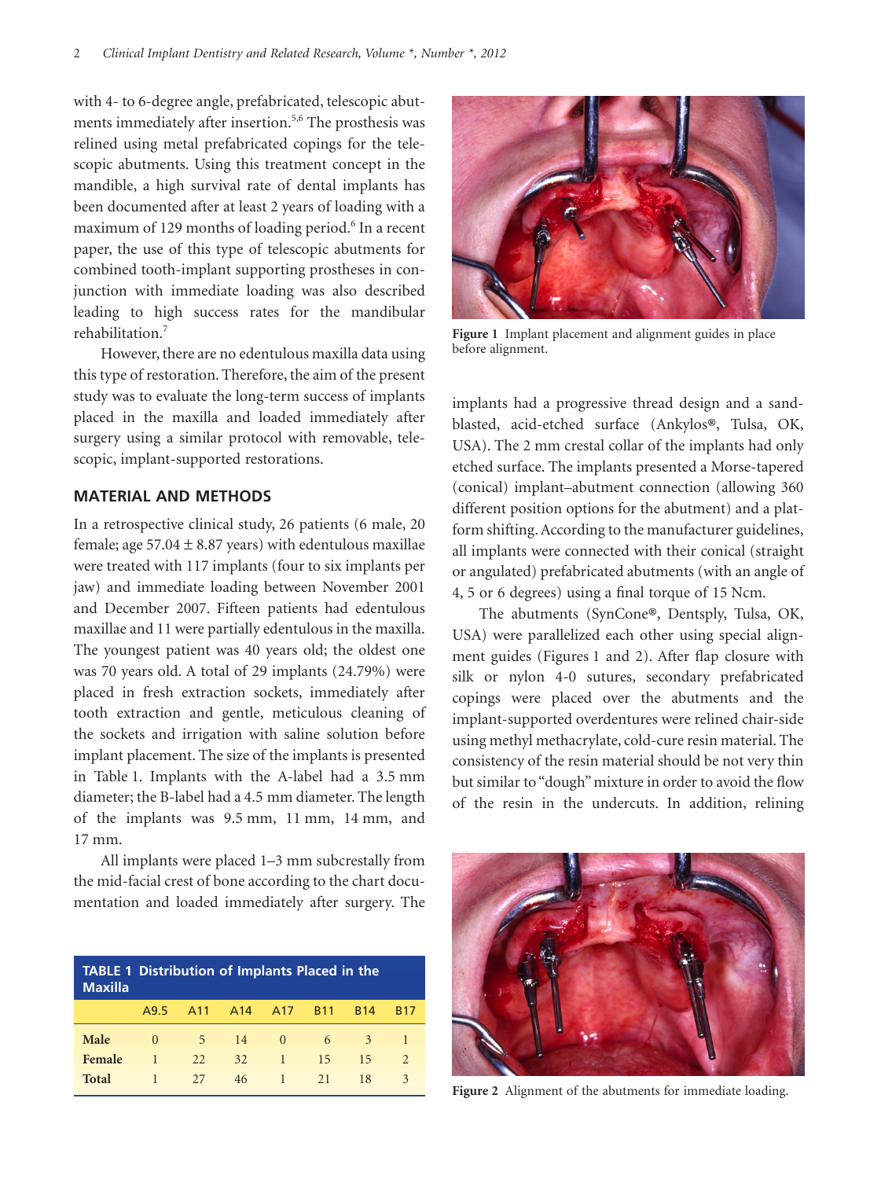with 4- to 6-degree angle, prefabricated, telescopic abutments immediately after insertion.[5,6] The prosthesis was relined using metal prefabricated copings for the telescopic abutments. Using this treatment concept in the mandible, a high survival rate of dental implants has been documented after at least 2 years of loading with a maximum of 129 months of loading period.[6] In a recent paper, the use of this type of telescopic abutments for combined tooth-implant supporting prostheses in conjunction with immediate loading was also described leading to high success rates for the mandibular rehabilitation.[7]

However, there are no edentulous maxilla data using this type of restoration. Therefore, the aim of the present study was to evaluate the long-term success of implants placed in the maxilla and loaded immediately after surgery using a similar protocol with removable, telescopic, implant-supported restorations.

## MATERIAL AND METHODS

In a retrospective clinical study, 26 patients (6 male, 20 female; age 57.04 ± 8.87 years) with edentulous maxillae were treated with 117 implants (four to six implants per jaw) and immediate loading between November 2001 and December 2007. Fifteen patients had edentulous maxillae and 11 were partially edentulous in the maxilla. The youngest patient was 40 years old; the oldest one was 70 years old. A total of 29 implants (24.79%) were placed in fresh extraction sockets, immediately after tooth extraction and gentle, meticulous cleaning of the sockets and irrigation with saline solution before implant placement. The size of the implants is presented in Table 1. Implants with the A-label had a 3.5 mm diameter; the B-label had a 4.5 mm diameter. The length of the implants was 9.5 mm, 11 mm, 14 mm, and 17 mm.

All implants were placed 1–3 mm subcrestally from the mid-facial crest of bone according to the chart documentation and loaded immediately after surgery. The implants had a progressive thread design and a sandblasted, acid-etched surface (Ankylos®, Tulsa, OK, USA). The 2 mm crestal collar of the implants had only etched surface. The implants presented a Morse-tapered (conical) implant–abutment connection (allowing 360 different position options for the abutment) and a platform shifting. According to the manufacturer guidelines, all implants were connected with their conical (straight or angulated) prefabricated abutments (with an angle of 4, 5 or 6 degrees) using a final torque of 15 Ncm.

The abutments (SynCone®, Dentsply, Tulsa, OK, USA) were parallelized each other using special alignment guides (Figures 1 and 2). After flap closure with silk or nylon 4-0 sutures, secondary prefabricated copings were placed over the abutments and the implant-supported overdentures were relined chair-side using methyl methacrylate, cold-cure resin material. The consistency of the resin material should be not very thin but similar to "dough" mixture in order to avoid the flow of the resin in the undercuts. In addition, relining

**TABLE 1 Distribution of Implants Placed in the Maxilla**

| | A9.5 | A11 | A14 | A17 | B11 | B14 | B17 |
|---|---|---|---|---|---|---|---|
| **Male** | 0 | 5 | 14 | 0 | 6 | 3 | 1 |
| **Female** | 1 | 22 | 32 | 1 | 15 | 15 | 2 |
| **Total** | 1 | 27 | 46 | 1 | 21 | 18 | 3 |

**Figure 1** Implant placement and alignment guides in place before alignment.

**Figure 2** Alignment of the abutments for immediate loading.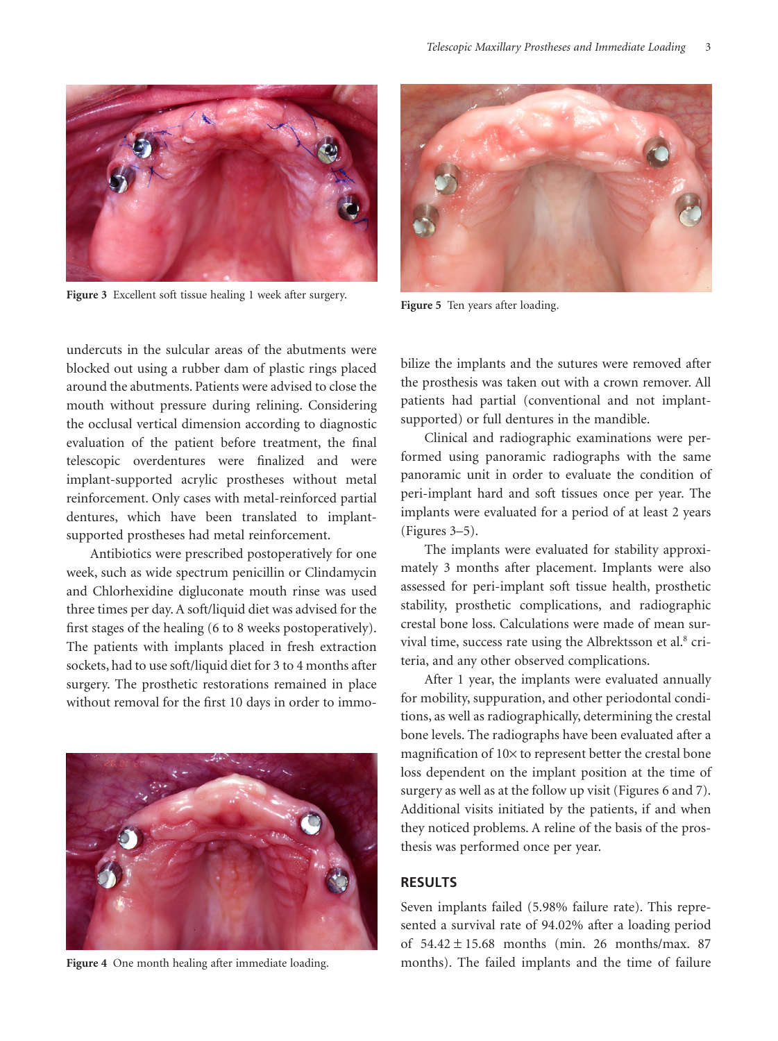Figure 3 Excellent soft tissue healing 1 week after surgery.

Figure 5 Ten years after loading.

undercuts in the sulcular areas of the abutments were blocked out using a rubber dam of plastic rings placed around the abutments. Patients were advised to close the mouth without pressure during relining. Considering the occlusal vertical dimension according to diagnostic evaluation of the patient before treatment, the final telescopic overdentures were finalized and were implant-supported acrylic prostheses without metal reinforcement. Only cases with metal-reinforced partial dentures, which have been translated to implant-supported prostheses had metal reinforcement.

Antibiotics were prescribed postoperatively for one week, such as wide spectrum penicillin or Clindamycin and Chlorhexidine digluconate mouth rinse was used three times per day. A soft/liquid diet was advised for the first stages of the healing (6 to 8 weeks postoperatively). The patients with implants placed in fresh extraction sockets, had to use soft/liquid diet for 3 to 4 months after surgery. The prosthetic restorations remained in place without removal for the first 10 days in order to immobilize the implants and the sutures were removed after the prosthesis was taken out with a crown remover. All patients had partial (conventional and not implant-supported) or full dentures in the mandible.

Clinical and radiographic examinations were performed using panoramic radiographs with the same panoramic unit in order to evaluate the condition of peri-implant hard and soft tissues once per year. The implants were evaluated for a period of at least 2 years (Figures 3–5).

The implants were evaluated for stability approximately 3 months after placement. Implants were also assessed for peri-implant soft tissue health, prosthetic stability, prosthetic complications, and radiographic crestal bone loss. Calculations were made of mean survival time, success rate using the Albrektsson et al.[8] criteria, and any other observed complications.

After 1 year, the implants were evaluated annually for mobility, suppuration, and other periodontal conditions, as well as radiographically, determining the crestal bone levels. The radiographs have been evaluated after a magnification of 10× to represent better the crestal bone loss dependent on the implant position at the time of surgery as well as at the follow up visit (Figures 6 and 7). Additional visits initiated by the patients, if and when they noticed problems. A reline of the basis of the prosthesis was performed once per year.

Figure 4 One month healing after immediate loading.

## RESULTS

Seven implants failed (5.98% failure rate). This represented a survival rate of 94.02% after a loading period of 54.42 ± 15.68 months (min. 26 months/max. 87 months). The failed implants and the time of failure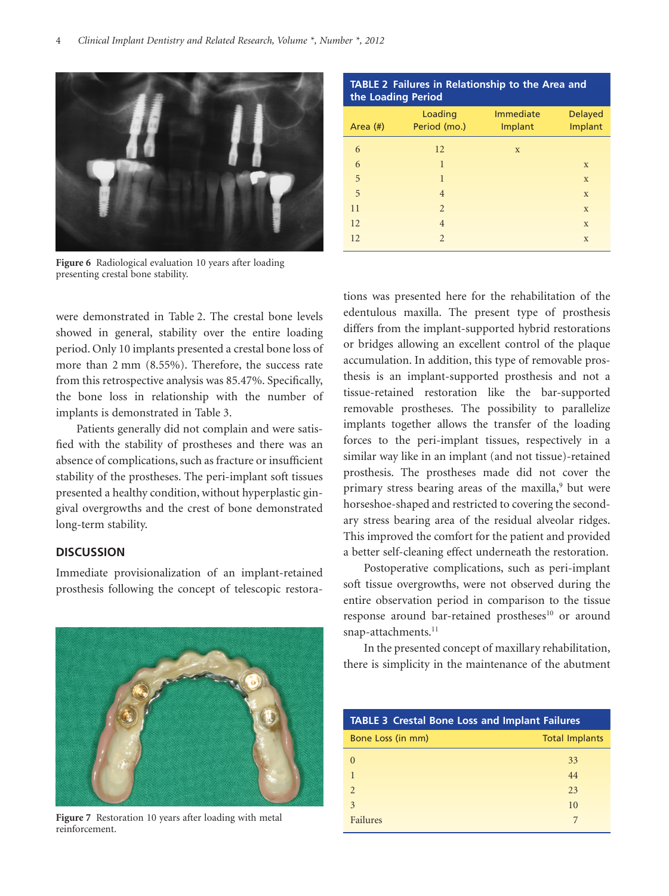Figure 6 Radiological evaluation 10 years after loading presenting crestal bone stability.

**TABLE 2 Failures in Relationship to the Area and the Loading Period**

| Area (#) | Loading Period (mo.) | Immediate Implant | Delayed Implant |
|---|---|---|---|
| 6 | 12 | x | |
| 6 | 1 | | x |
| 5 | 1 | | x |
| 5 | 4 | | x |
| 11 | 2 | | x |
| 12 | 4 | | x |
| 12 | 2 | | x |

were demonstrated in Table 2. The crestal bone levels showed in general, stability over the entire loading period. Only 10 implants presented a crestal bone loss of more than 2 mm (8.55%). Therefore, the success rate from this retrospective analysis was 85.47%. Specifically, the bone loss in relationship with the number of implants is demonstrated in Table 3.

Patients generally did not complain and were satisfied with the stability of prostheses and there was an absence of complications, such as fracture or insufficient stability of the prostheses. The peri-implant soft tissues presented a healthy condition, without hyperplastic gingival overgrowths and the crest of bone demonstrated long-term stability.

## DISCUSSION

Immediate provisionalization of an implant-retained prosthesis following the concept of telescopic restorations was presented here for the rehabilitation of the edentulous maxilla. The present type of prosthesis differs from the implant-supported hybrid restorations or bridges allowing an excellent control of the plaque accumulation. In addition, this type of removable prosthesis is an implant-supported prosthesis and not a tissue-retained restoration like the bar-supported removable prostheses. The possibility to parallelize implants together allows the transfer of the loading forces to the peri-implant tissues, respectively in a similar way like in an implant (and not tissue)-retained prosthesis. The prostheses made did not cover the primary stress bearing areas of the maxilla,[9] but were horseshoe-shaped and restricted to covering the secondary stress bearing area of the residual alveolar ridges. This improved the comfort for the patient and provided a better self-cleaning effect underneath the restoration.

Postoperative complications, such as peri-implant soft tissue overgrowths, were not observed during the entire observation period in comparison to the tissue response around bar-retained prostheses[10] or around snap-attachments.[11]

In the presented concept of maxillary rehabilitation, there is simplicity in the maintenance of the abutment

Figure 7 Restoration 10 years after loading with metal reinforcement.

**TABLE 3 Crestal Bone Loss and Implant Failures**

| Bone Loss (in mm) | Total Implants |
|---|---|
| 0 | 33 |
| 1 | 44 |
| 2 | 23 |
| 3 | 10 |
| Failures | 7 |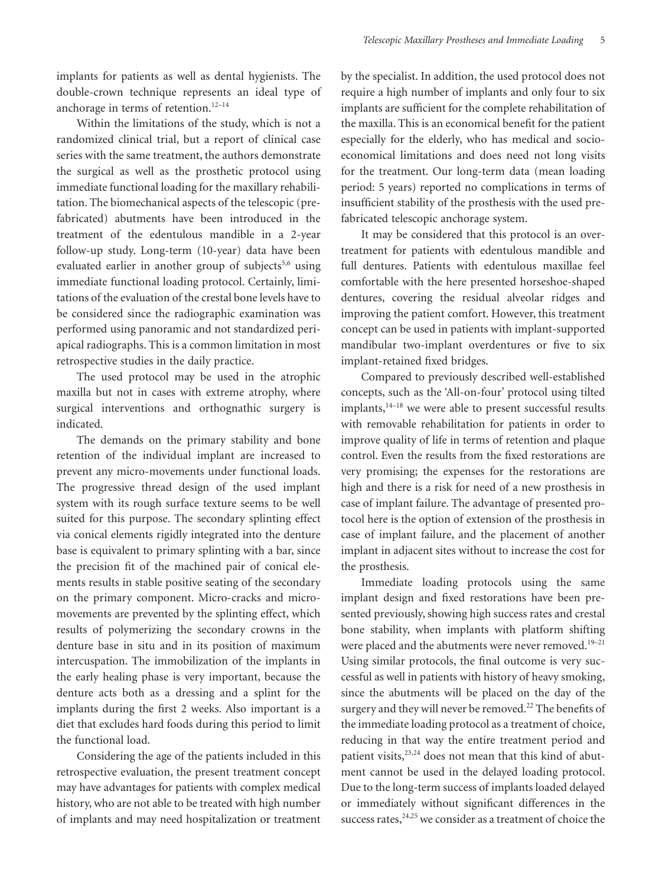implants for patients as well as dental hygienists. The double-crown technique represents an ideal type of anchorage in terms of retention.[12–14]

Within the limitations of the study, which is not a randomized clinical trial, but a report of clinical case series with the same treatment, the authors demonstrate the surgical as well as the prosthetic protocol using immediate functional loading for the maxillary rehabilitation. The biomechanical aspects of the telescopic (prefabricated) abutments have been introduced in the treatment of the edentulous mandible in a 2-year follow-up study. Long-term (10-year) data have been evaluated earlier in another group of subjects[5,6] using immediate functional loading protocol. Certainly, limitations of the evaluation of the crestal bone levels have to be considered since the radiographic examination was performed using panoramic and not standardized periapical radiographs. This is a common limitation in most retrospective studies in the daily practice.

The used protocol may be used in the atrophic maxilla but not in cases with extreme atrophy, where surgical interventions and orthognathic surgery is indicated.

The demands on the primary stability and bone retention of the individual implant are increased to prevent any micro-movements under functional loads. The progressive thread design of the used implant system with its rough surface texture seems to be well suited for this purpose. The secondary splinting effect via conical elements rigidly integrated into the denture base is equivalent to primary splinting with a bar, since the precision fit of the machined pair of conical elements results in stable positive seating of the secondary on the primary component. Micro-cracks and micro-movements are prevented by the splinting effect, which results of polymerizing the secondary crowns in the denture base in situ and in its position of maximum intercuspation. The immobilization of the implants in the early healing phase is very important, because the denture acts both as a dressing and a splint for the implants during the first 2 weeks. Also important is a diet that excludes hard foods during this period to limit the functional load.

Considering the age of the patients included in this retrospective evaluation, the present treatment concept may have advantages for patients with complex medical history, who are not able to be treated with high number of implants and may need hospitalization or treatment by the specialist. In addition, the used protocol does not require a high number of implants and only four to six implants are sufficient for the complete rehabilitation of the maxilla. This is an economical benefit for the patient especially for the elderly, who has medical and socioeconomical limitations and does need not long visits for the treatment. Our long-term data (mean loading period: 5 years) reported no complications in terms of insufficient stability of the prosthesis with the used prefabricated telescopic anchorage system.

It may be considered that this protocol is an overtreatment for patients with edentulous mandible and full dentures. Patients with edentulous maxillae feel comfortable with the here presented horseshoe-shaped dentures, covering the residual alveolar ridges and improving the patient comfort. However, this treatment concept can be used in patients with implant-supported mandibular two-implant overdentures or five to six implant-retained fixed bridges.

Compared to previously described well-established concepts, such as the 'All-on-four' protocol using tilted implants,[14–18] we were able to present successful results with removable rehabilitation for patients in order to improve quality of life in terms of retention and plaque control. Even the results from the fixed restorations are very promising; the expenses for the restorations are high and there is a risk for need of a new prosthesis in case of implant failure. The advantage of presented protocol here is the option of extension of the prosthesis in case of implant failure, and the placement of another implant in adjacent sites without to increase the cost for the prosthesis.

Immediate loading protocols using the same implant design and fixed restorations have been presented previously, showing high success rates and crestal bone stability, when implants with platform shifting were placed and the abutments were never removed.[19–21] Using similar protocols, the final outcome is very successful as well in patients with history of heavy smoking, since the abutments will be placed on the day of the surgery and they will never be removed.[22] The benefits of the immediate loading protocol as a treatment of choice, reducing in that way the entire treatment period and patient visits,[23,24] does not mean that this kind of abutment cannot be used in the delayed loading protocol. Due to the long-term success of implants loaded delayed or immediately without significant differences in the success rates,[24,25] we consider as a treatment of choice the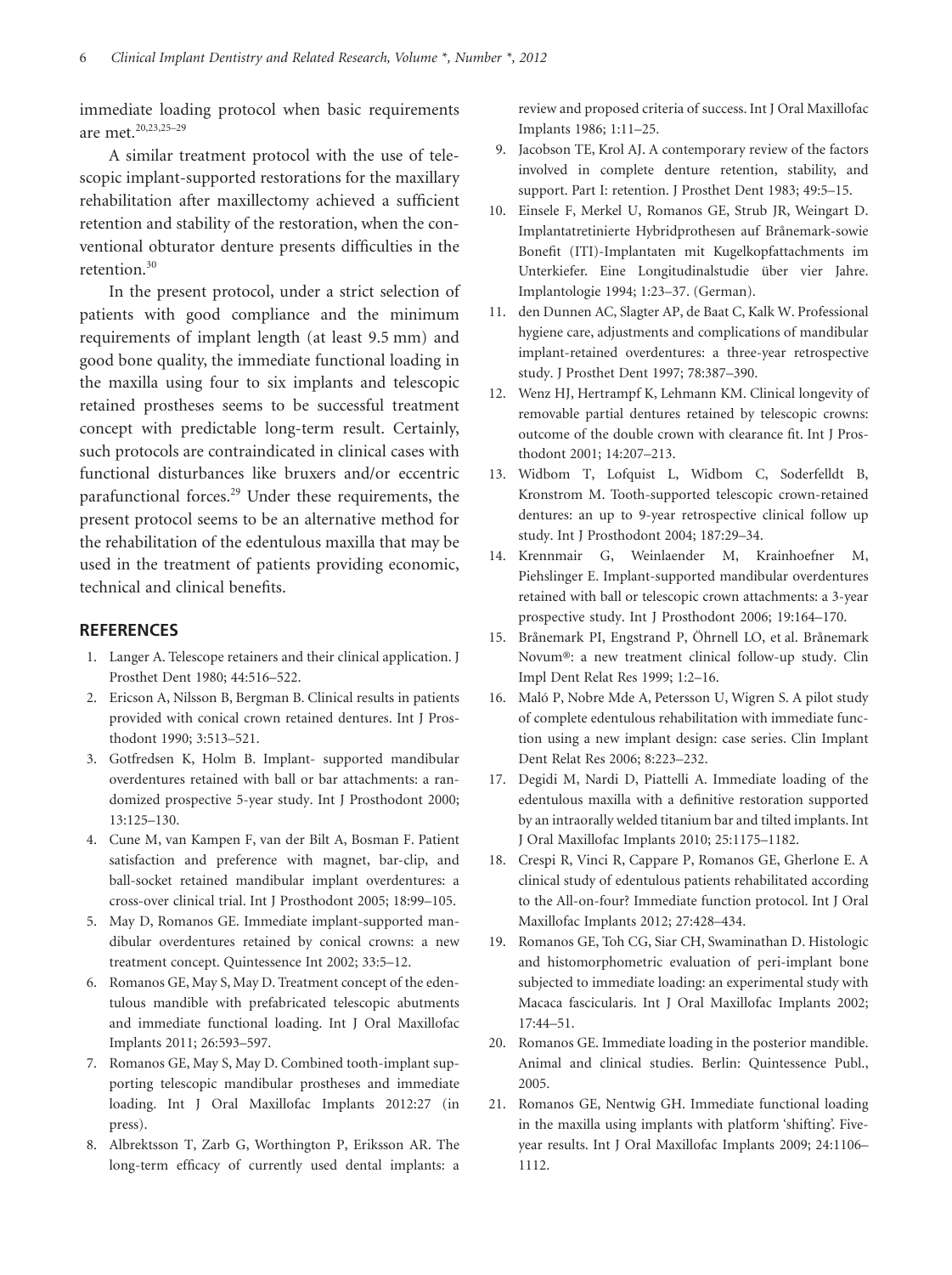immediate loading protocol when basic requirements are met.[20,23,25–29]

A similar treatment protocol with the use of telescopic implant-supported restorations for the maxillary rehabilitation after maxillectomy achieved a sufficient retention and stability of the restoration, when the conventional obturator denture presents difficulties in the retention.[30]

In the present protocol, under a strict selection of patients with good compliance and the minimum requirements of implant length (at least 9.5 mm) and good bone quality, the immediate functional loading in the maxilla using four to six implants and telescopic retained prostheses seems to be successful treatment concept with predictable long-term result. Certainly, such protocols are contraindicated in clinical cases with functional disturbances like bruxers and/or eccentric parafunctional forces.[29] Under these requirements, the present protocol seems to be an alternative method for the rehabilitation of the edentulous maxilla that may be used in the treatment of patients providing economic, technical and clinical benefits.

## REFERENCES

1. Langer A. Telescope retainers and their clinical application. J Prosthet Dent 1980; 44:516–522.
2. Ericson A, Nilsson B, Bergman B. Clinical results in patients provided with conical crown retained dentures. Int J Prosthodont 1990; 3:513–521.
3. Gotfredsen K, Holm B. Implant- supported mandibular overdentures retained with ball or bar attachments: a randomized prospective 5-year study. Int J Prosthodont 2000; 13:125–130.
4. Cune M, van Kampen F, van der Bilt A, Bosman F. Patient satisfaction and preference with magnet, bar-clip, and ball-socket retained mandibular implant overdentures: a cross-over clinical trial. Int J Prosthodont 2005; 18:99–105.
5. May D, Romanos GE. Immediate implant-supported mandibular overdentures retained by conical crowns: a new treatment concept. Quintessence Int 2002; 33:5–12.
6. Romanos GE, May S, May D. Treatment concept of the edentulous mandible with prefabricated telescopic abutments and immediate functional loading. Int J Oral Maxillofac Implants 2011; 26:593–597.
7. Romanos GE, May S, May D. Combined tooth-implant supporting telescopic mandibular prostheses and immediate loading. Int J Oral Maxillofac Implants 2012:27 (in press).
8. Albrektsson T, Zarb G, Worthington P, Eriksson AR. The long-term efficacy of currently used dental implants: a review and proposed criteria of success. Int J Oral Maxillofac Implants 1986; 1:11–25.
9. Jacobson TE, Krol AJ. A contemporary review of the factors involved in complete denture retention, stability, and support. Part I: retention. J Prosthet Dent 1983; 49:5–15.
10. Einsele F, Merkel U, Romanos GE, Strub JR, Weingart D. Implantatretinierte Hybridprothesen auf Brånemark-sowie Bonefit (ITI)-Implantaten mit Kugelkopfattachments im Unterkiefer. Eine Longitudinalstudie über vier Jahre. Implantologie 1994; 1:23–37. (German).
11. den Dunnen AC, Slagter AP, de Baat C, Kalk W. Professional hygiene care, adjustments and complications of mandibular implant-retained overdentures: a three-year retrospective study. J Prosthet Dent 1997; 78:387–390.
12. Wenz HJ, Hertrampf K, Lehmann KM. Clinical longevity of removable partial dentures retained by telescopic crowns: outcome of the double crown with clearance fit. Int J Prosthodont 2001; 14:207–213.
13. Widbom T, Lofquist L, Widbom C, Soderfelldt B, Kronstrom M. Tooth-supported telescopic crown-retained dentures: an up to 9-year retrospective clinical follow up study. Int J Prosthodont 2004; 187:29–34.
14. Krennmair G, Weinlaender M, Krainhoefner M, Piehslinger E. Implant-supported mandibular overdentures retained with ball or telescopic crown attachments: a 3-year prospective study. Int J Prosthodont 2006; 19:164–170.
15. Brånemark PI, Engstrand P, Öhrnell LO, et al. Brånemark Novum®: a new treatment clinical follow-up study. Clin Impl Dent Relat Res 1999; 1:2–16.
16. Maló P, Nobre Mde A, Petersson U, Wigren S. A pilot study of complete edentulous rehabilitation with immediate function using a new implant design: case series. Clin Implant Dent Relat Res 2006; 8:223–232.
17. Degidi M, Nardi D, Piattelli A. Immediate loading of the edentulous maxilla with a definitive restoration supported by an intraorally welded titanium bar and tilted implants. Int J Oral Maxillofac Implants 2010; 25:1175–1182.
18. Crespi R, Vinci R, Cappare P, Romanos GE, Gherlone E. A clinical study of edentulous patients rehabilitated according to the All-on-four? Immediate function protocol. Int J Oral Maxillofac Implants 2012; 27:428–434.
19. Romanos GE, Toh CG, Siar CH, Swaminathan D. Histologic and histomorphometric evaluation of peri-implant bone subjected to immediate loading: an experimental study with Macaca fascicularis. Int J Oral Maxillofac Implants 2002; 17:44–51.
20. Romanos GE. Immediate loading in the posterior mandible. Animal and clinical studies. Berlin: Quintessence Publ., 2005.
21. Romanos GE, Nentwig GH. Immediate functional loading in the maxilla using implants with platform 'shifting'. Five-year results. Int J Oral Maxillofac Implants 2009; 24:1106–1112.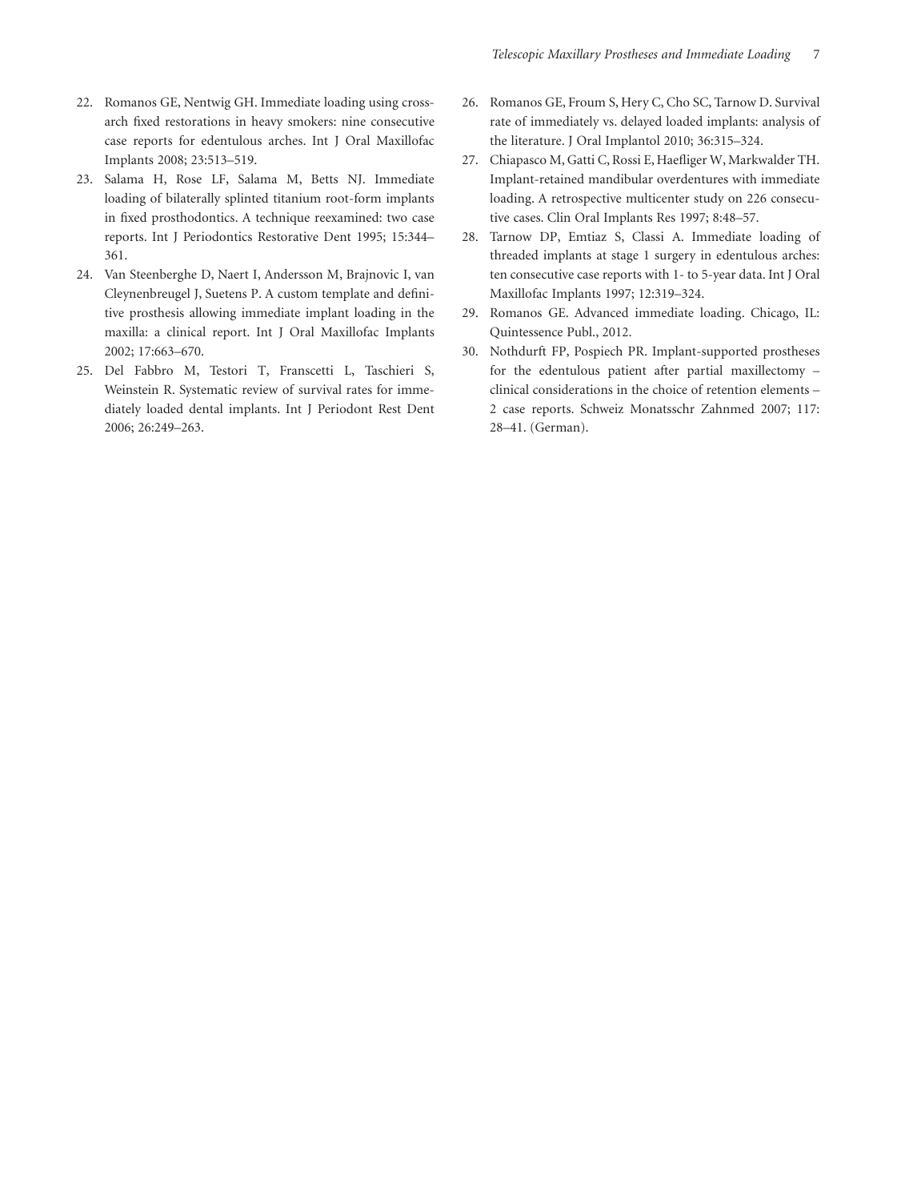22. Romanos GE, Nentwig GH. Immediate loading using cross-arch fixed restorations in heavy smokers: nine consecutive case reports for edentulous arches. Int J Oral Maxillofac Implants 2008; 23:513–519.
23. Salama H, Rose LF, Salama M, Betts NJ. Immediate loading of bilaterally splinted titanium root-form implants in fixed prosthodontics. A technique reexamined: two case reports. Int J Periodontics Restorative Dent 1995; 15:344–361.
24. Van Steenberghe D, Naert I, Andersson M, Brajnovic I, van Cleynenbreugel J, Suetens P. A custom template and definitive prosthesis allowing immediate implant loading in the maxilla: a clinical report. Int J Oral Maxillofac Implants 2002; 17:663–670.
25. Del Fabbro M, Testori T, Franscetti L, Taschieri S, Weinstein R. Systematic review of survival rates for immediately loaded dental implants. Int J Periodont Rest Dent 2006; 26:249–263.
26. Romanos GE, Froum S, Hery C, Cho SC, Tarnow D. Survival rate of immediately vs. delayed loaded implants: analysis of the literature. J Oral Implantol 2010; 36:315–324.
27. Chiapasco M, Gatti C, Rossi E, Haefliger W, Markwalder TH. Implant-retained mandibular overdentures with immediate loading. A retrospective multicenter study on 226 consecutive cases. Clin Oral Implants Res 1997; 8:48–57.
28. Tarnow DP, Emtiaz S, Classi A. Immediate loading of threaded implants at stage 1 surgery in edentulous arches: ten consecutive case reports with 1- to 5-year data. Int J Oral Maxillofac Implants 1997; 12:319–324.
29. Romanos GE. Advanced immediate loading. Chicago, IL: Quintessence Publ., 2012.
30. Nothdurft FP, Pospiech PR. Implant-supported prostheses for the edentulous patient after partial maxillectomy – clinical considerations in the choice of retention elements – 2 case reports. Schweiz Monatsschr Zahnmed 2007; 117: 28–41. (German).